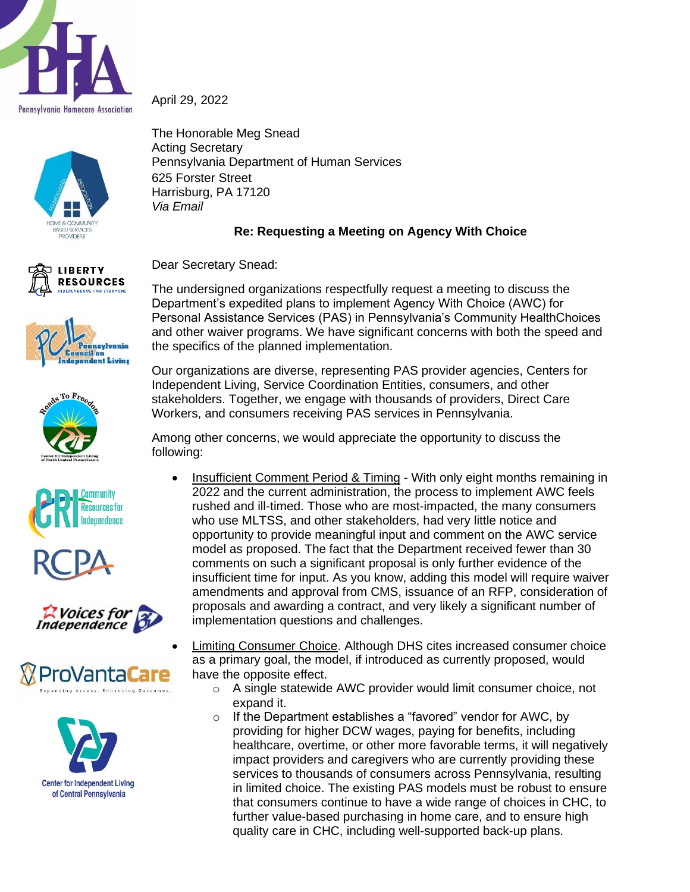April 29, 2022

The Honorable Meg Snead
Acting Secretary
Pennsylvania Department of Human Services
625 Forster Street
Harrisburg, PA 17120
*Via Email*

**Re: Requesting a Meeting on Agency With Choice**

Dear Secretary Snead:

The undersigned organizations respectfully request a meeting to discuss the Department's expedited plans to implement Agency With Choice (AWC) for Personal Assistance Services (PAS) in Pennsylvania's Community HealthChoices and other waiver programs. We have significant concerns with both the speed and the specifics of the planned implementation.

Our organizations are diverse, representing PAS provider agencies, Centers for Independent Living, Service Coordination Entities, consumers, and other stakeholders. Together, we engage with thousands of providers, Direct Care Workers, and consumers receiving PAS services in Pennsylvania.

Among other concerns, we would appreciate the opportunity to discuss the following:

- Insufficient Comment Period & Timing - With only eight months remaining in 2022 and the current administration, the process to implement AWC feels rushed and ill-timed. Those who are most-impacted, the many consumers who use MLTSS, and other stakeholders, had very little notice and opportunity to provide meaningful input and comment on the AWC service model as proposed. The fact that the Department received fewer than 30 comments on such a significant proposal is only further evidence of the insufficient time for input. As you know, adding this model will require waiver amendments and approval from CMS, issuance of an RFP, consideration of proposals and awarding a contract, and very likely a significant number of implementation questions and challenges.
- Limiting Consumer Choice. Although DHS cites increased consumer choice as a primary goal, the model, if introduced as currently proposed, would have the opposite effect.
  - A single statewide AWC provider would limit consumer choice, not expand it.
  - If the Department establishes a "favored" vendor for AWC, by providing for higher DCW wages, paying for benefits, including healthcare, overtime, or other more favorable terms, it will negatively impact providers and caregivers who are currently providing these services to thousands of consumers across Pennsylvania, resulting in limited choice. The existing PAS models must be robust to ensure that consumers continue to have a wide range of choices in CHC, to further value-based purchasing in home care, and to ensure high quality care in CHC, including well-supported back-up plans.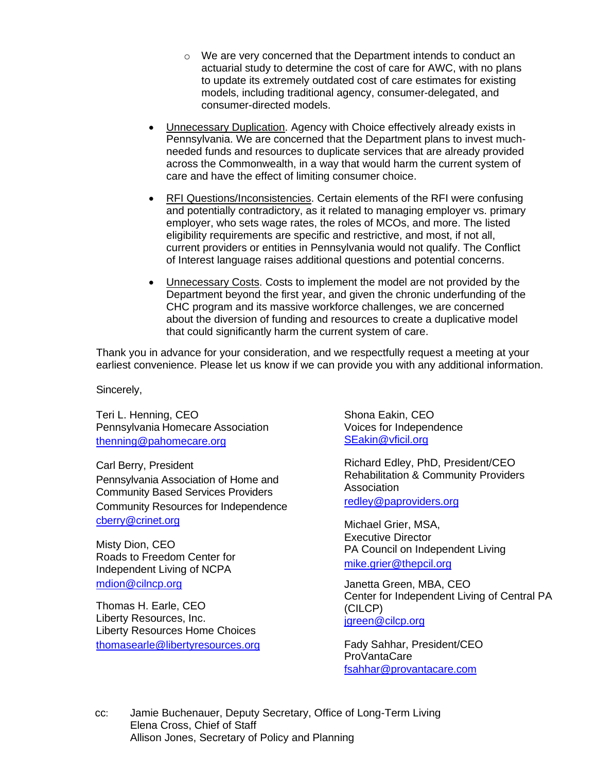- We are very concerned that the Department intends to conduct an actuarial study to determine the cost of care for AWC, with no plans to update its extremely outdated cost of care estimates for existing models, including traditional agency, consumer-delegated, and consumer-directed models.

- Unnecessary Duplication. Agency with Choice effectively already exists in Pennsylvania. We are concerned that the Department plans to invest much-needed funds and resources to duplicate services that are already provided across the Commonwealth, in a way that would harm the current system of care and have the effect of limiting consumer choice.

- RFI Questions/Inconsistencies. Certain elements of the RFI were confusing and potentially contradictory, as it related to managing employer vs. primary employer, who sets wage rates, the roles of MCOs, and more. The listed eligibility requirements are specific and restrictive, and most, if not all, current providers or entities in Pennsylvania would not qualify. The Conflict of Interest language raises additional questions and potential concerns.

- Unnecessary Costs. Costs to implement the model are not provided by the Department beyond the first year, and given the chronic underfunding of the CHC program and its massive workforce challenges, we are concerned about the diversion of funding and resources to create a duplicative model that could significantly harm the current system of care.

Thank you in advance for your consideration, and we respectfully request a meeting at your earliest convenience. Please let us know if we can provide you with any additional information.

Sincerely,

Teri L. Henning, CEO
Pennsylvania Homecare Association
thenning@pahomecare.org

Carl Berry, President
Pennsylvania Association of Home and Community Based Services Providers
Community Resources for Independence
cberry@crinet.org

Misty Dion, CEO
Roads to Freedom Center for Independent Living of NCPA
mdion@cilncp.org

Thomas H. Earle, CEO
Liberty Resources, Inc.
Liberty Resources Home Choices
thomasearle@libertyresources.org

Shona Eakin, CEO
Voices for Independence
SEakin@vficil.org

Richard Edley, PhD, President/CEO
Rehabilitation & Community Providers Association
redley@paproviders.org

Michael Grier, MSA,
Executive Director
PA Council on Independent Living
mike.grier@thepcil.org

Janetta Green, MBA, CEO
Center for Independent Living of Central PA (CILCP)
jgreen@cilcp.org

Fady Sahhar, President/CEO
ProVantaCare
fsahhar@provantacare.com

cc: Jamie Buchenauer, Deputy Secretary, Office of Long-Term Living
Elena Cross, Chief of Staff
Allison Jones, Secretary of Policy and Planning